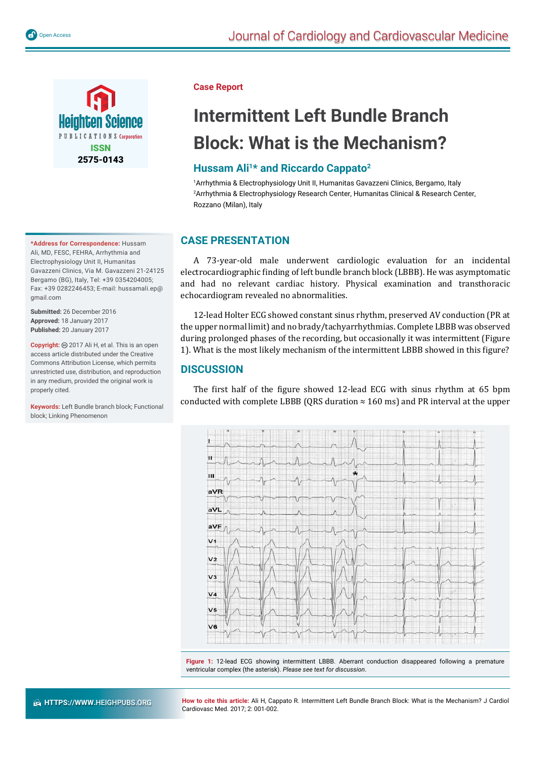Open Access

Journal of Cardiology and Cardiovascular Medicine

Heighten Science PUBLICATIONS Corporation

ISSN 2575-0143

Case Report

# Intermittent Left Bundle Branch Block: What is the Mechanism?

## Hussam Ali[1]* and Riccardo Cappato[2]

[1]Arrhythmia & Electrophysiology Unit II, Humanitas Gavazzeni Clinics, Bergamo, Italy
[2]Arrhythmia & Electrophysiology Research Center, Humanitas Clinical & Research Center, Rozzano (Milan), Italy

**\*Address for Correspondence:** Hussam Ali, MD, FESC, FEHRA, Arrhythmia and Electrophysiology Unit II, Humanitas Gavazzeni Clinics, Via M. Gavazzeni 21-24125 Bergamo (BG), Italy, Tel: +39 0354204005; Fax: +39 0282246453; E-mail: hussamali.ep@gmail.com

**Submitted:** 26 December 2016
**Approved:** 18 January 2017
**Published:** 20 January 2017

**Copyright:** © 2017 Ali H, et al. This is an open access article distributed under the Creative Commons Attribution License, which permits unrestricted use, distribution, and reproduction in any medium, provided the original work is properly cited.

**Keywords:** Left Bundle branch block; Functional block; Linking Phenomenon

## CASE PRESENTATION

A 73-year-old male underwent cardiologic evaluation for an incidental electrocardiographic finding of left bundle branch block (LBBB). He was asymptomatic and had no relevant cardiac history. Physical examination and transthoracic echocardiogram revealed no abnormalities.

12-lead Holter ECG showed constant sinus rhythm, preserved AV conduction (PR at the upper normal limit) and no brady/tachyarrhythmias. Complete LBBB was observed during prolonged phases of the recording, but occasionally it was intermittent (Figure 1). What is the most likely mechanism of the intermittent LBBB showed in this figure?

## DISCUSSION

The first half of the figure showed 12-lead ECG with sinus rhythm at 65 bpm conducted with complete LBBB (QRS duration ≈ 160 ms) and PR interval at the upper

**Figure 1:** 12-lead ECG showing intermittent LBBB. Aberrant conduction disappeared following a premature ventricular complex (the asterisk). *Please see text for discussion.*

HTTPS://WWW.HEIGHPUBS.ORG

**How to cite this article:** Ali H, Cappato R. Intermittent Left Bundle Branch Block: What is the Mechanism? J Cardiol Cardiovasc Med. 2017; 2: 001-002.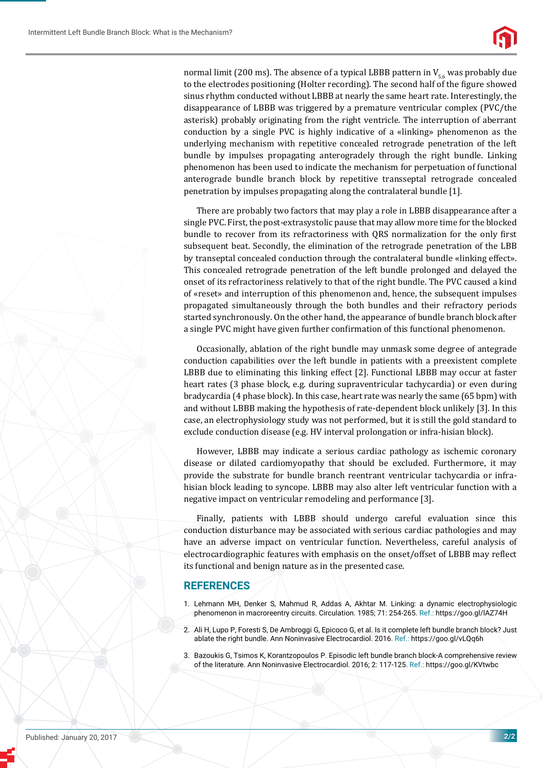normal limit (200 ms). The absence of a typical LBBB pattern in $V_{5,6}$ was probably due to the electrodes positioning (Holter recording). The second half of the figure showed sinus rhythm conducted without LBBB at nearly the same heart rate. Interestingly, the disappearance of LBBB was triggered by a premature ventricular complex (PVC/the asterisk) probably originating from the right ventricle. The interruption of aberrant conduction by a single PVC is highly indicative of a «linking» phenomenon as the underlying mechanism with repetitive concealed retrograde penetration of the left bundle by impulses propagating anterogradely through the right bundle. Linking phenomenon has been used to indicate the mechanism for perpetuation of functional anterograde bundle branch block by repetitive transseptal retrograde concealed penetration by impulses propagating along the contralateral bundle [1].

There are probably two factors that may play a role in LBBB disappearance after a single PVC. First, the post-extrasystolic pause that may allow more time for the blocked bundle to recover from its refractoriness with QRS normalization for the only first subsequent beat. Secondly, the elimination of the retrograde penetration of the LBB by transeptal concealed conduction through the contralateral bundle «linking effect». This concealed retrograde penetration of the left bundle prolonged and delayed the onset of its refractoriness relatively to that of the right bundle. The PVC caused a kind of «reset» and interruption of this phenomenon and, hence, the subsequent impulses propagated simultaneously through the both bundles and their refractory periods started synchronously. On the other hand, the appearance of bundle branch block after a single PVC might have given further confirmation of this functional phenomenon.

Occasionally, ablation of the right bundle may unmask some degree of antegrade conduction capabilities over the left bundle in patients with a preexistent complete LBBB due to eliminating this linking effect [2]. Functional LBBB may occur at faster heart rates (3 phase block, e.g. during supraventricular tachycardia) or even during bradycardia (4 phase block). In this case, heart rate was nearly the same (65 bpm) with and without LBBB making the hypothesis of rate-dependent block unlikely [3]. In this case, an electrophysiology study was not performed, but it is still the gold standard to exclude conduction disease (e.g. HV interval prolongation or infra-hisian block).

However, LBBB may indicate a serious cardiac pathology as ischemic coronary disease or dilated cardiomyopathy that should be excluded. Furthermore, it may provide the substrate for bundle branch reentrant ventricular tachycardia or infra-hisian block leading to syncope. LBBB may also alter left ventricular function with a negative impact on ventricular remodeling and performance [3].

Finally, patients with LBBB should undergo careful evaluation since this conduction disturbance may be associated with serious cardiac pathologies and may have an adverse impact on ventricular function. Nevertheless, careful analysis of electrocardiographic features with emphasis on the onset/offset of LBBB may reflect its functional and benign nature as in the presented case.

## REFERENCES

1. Lehmann MH, Denker S, Mahmud R, Addas A, Akhtar M. Linking: a dynamic electrophysiologic phenomenon in macroreentry circuits. Circulation. 1985; 71: 254-265. Ref.: https://goo.gl/lAZ74H
2. Ali H, Lupo P, Foresti S, De Ambroggi G, Epicoco G, et al. Is it complete left bundle branch block? Just ablate the right bundle. Ann Noninvasive Electrocardiol. 2016. Ref.: https://goo.gl/vLQq6h
3. Bazoukis G, Tsimos K, Korantzopoulos P. Episodic left bundle branch block-A comprehensive review of the literature. Ann Noninvasive Electrocardiol. 2016; 2: 117-125. Ref.: https://goo.gl/KVtwbc